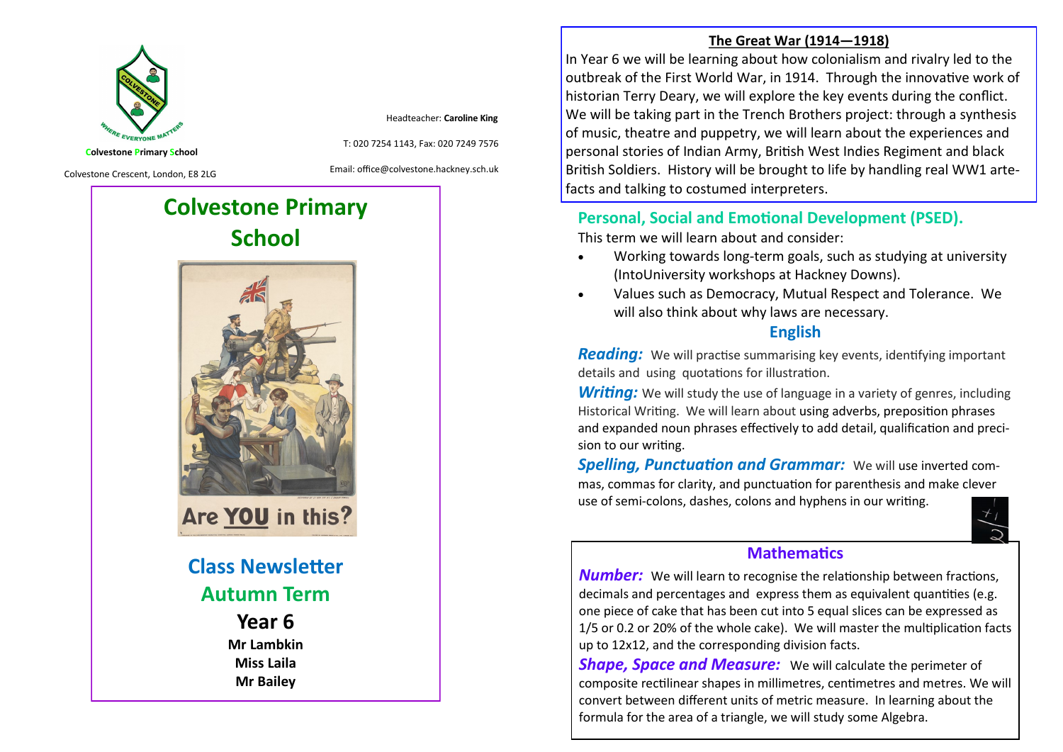Colvestone Primary School

Colvestone Crescent, London, E8 2LG

Headteacher: **Caroline King**

T: 020 7254 1143, Fax: 020 7249 7576

Email: office@colvestone.hackney.sch.uk

# Colvestone Primary School

Are YOU in this?

## Class Newsletter

## Autumn Term

**Year 6**

**Mr Lambkin**
**Miss Laila**
**Mr Bailey**

## The Great War (1914—1918)

In Year 6 we will be learning about how colonialism and rivalry led to the outbreak of the First World War, in 1914. Through the innovative work of historian Terry Deary, we will explore the key events during the conflict. We will be taking part in the Trench Brothers project: through a synthesis of music, theatre and puppetry, we will learn about the experiences and personal stories of Indian Army, British West Indies Regiment and black British Soldiers. History will be brought to life by handling real WW1 artefacts and talking to costumed interpreters.

## Personal, Social and Emotional Development (PSED).

This term we will learn about and consider:

- Working towards long-term goals, such as studying at university (IntoUniversity workshops at Hackney Downs).
- Values such as Democracy, Mutual Respect and Tolerance. We will also think about why laws are necessary.

## English

***Reading:*** We will practise summarising key events, identifying important details and using quotations for illustration.

***Writing:*** We will study the use of language in a variety of genres, including Historical Writing. We will learn about using adverbs, preposition phrases and expanded noun phrases effectively to add detail, qualification and precision to our writing.

***Spelling, Punctuation and Grammar:*** We will use inverted commas, commas for clarity, and punctuation for parenthesis and make clever use of semi-colons, dashes, colons and hyphens in our writing.

## Mathematics

***Number:*** We will learn to recognise the relationship between fractions, decimals and percentages and express them as equivalent quantities (e.g. one piece of cake that has been cut into 5 equal slices can be expressed as 1/5 or 0.2 or 20% of the whole cake). We will master the multiplication facts up to 12x12, and the corresponding division facts.

***Shape, Space and Measure:*** We will calculate the perimeter of composite rectilinear shapes in millimetres, centimetres and metres. We will convert between different units of metric measure. In learning about the formula for the area of a triangle, we will study some Algebra.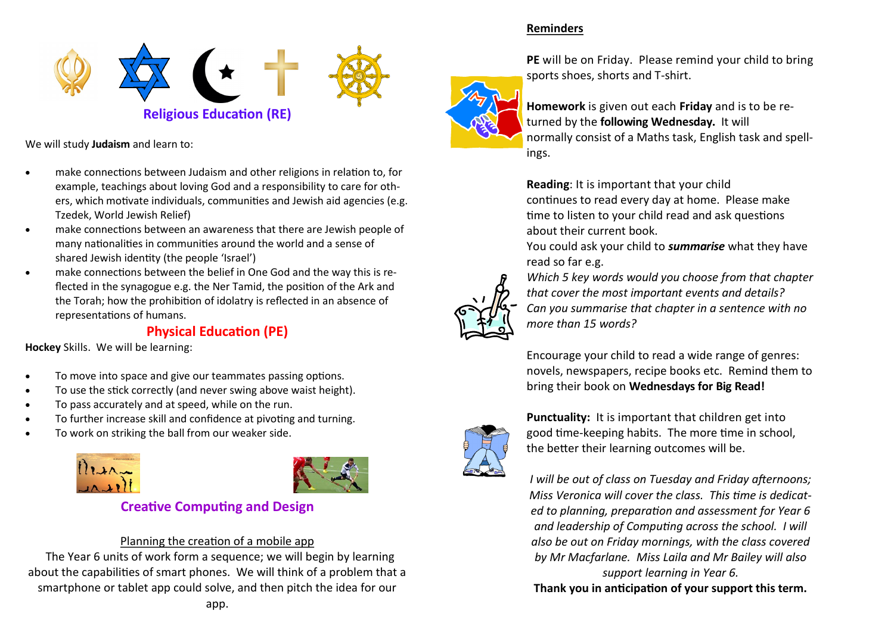## Religious Education (RE)

We will study **Judaism** and learn to:

- make connections between Judaism and other religions in relation to, for example, teachings about loving God and a responsibility to care for others, which motivate individuals, communities and Jewish aid agencies (e.g. Tzedek, World Jewish Relief)
- make connections between an awareness that there are Jewish people of many nationalities in communities around the world and a sense of shared Jewish identity (the people 'Israel')
- make connections between the belief in One God and the way this is reflected in the synagogue e.g. the Ner Tamid, the position of the Ark and the Torah; how the prohibition of idolatry is reflected in an absence of representations of humans.

## Physical Education (PE)

**Hockey** Skills. We will be learning:

- To move into space and give our teammates passing options.
- To use the stick correctly (and never swing above waist height).
- To pass accurately and at speed, while on the run.
- To further increase skill and confidence at pivoting and turning.
- To work on striking the ball from our weaker side.

## Creative Computing and Design

Planning the creation of a mobile app

The Year 6 units of work form a sequence; we will begin by learning about the capabilities of smart phones. We will think of a problem that a smartphone or tablet app could solve, and then pitch the idea for our app.

## Reminders

**PE** will be on Friday. Please remind your child to bring sports shoes, shorts and T-shirt.

**Homework** is given out each **Friday** and is to be returned by the **following Wednesday.** It will normally consist of a Maths task, English task and spellings.

**Reading**: It is important that your child continues to read every day at home. Please make time to listen to your child read and ask questions about their current book.
You could ask your child to ***summarise*** what they have read so far e.g.
*Which 5 key words would you choose from that chapter that cover the most important events and details?*
*Can you summarise that chapter in a sentence with no more than 15 words?*

Encourage your child to read a wide range of genres: novels, newspapers, recipe books etc. Remind them to bring their book on **Wednesdays for Big Read!**

**Punctuality:** It is important that children get into good time-keeping habits. The more time in school, the better their learning outcomes will be.

*I will be out of class on Tuesday and Friday afternoons; Miss Veronica will cover the class. This time is dedicated to planning, preparation and assessment for Year 6 and leadership of Computing across the school. I will also be out on Friday mornings, with the class covered by Mr Macfarlane. Miss Laila and Mr Bailey will also support learning in Year 6.*

**Thank you in anticipation of your support this term.**